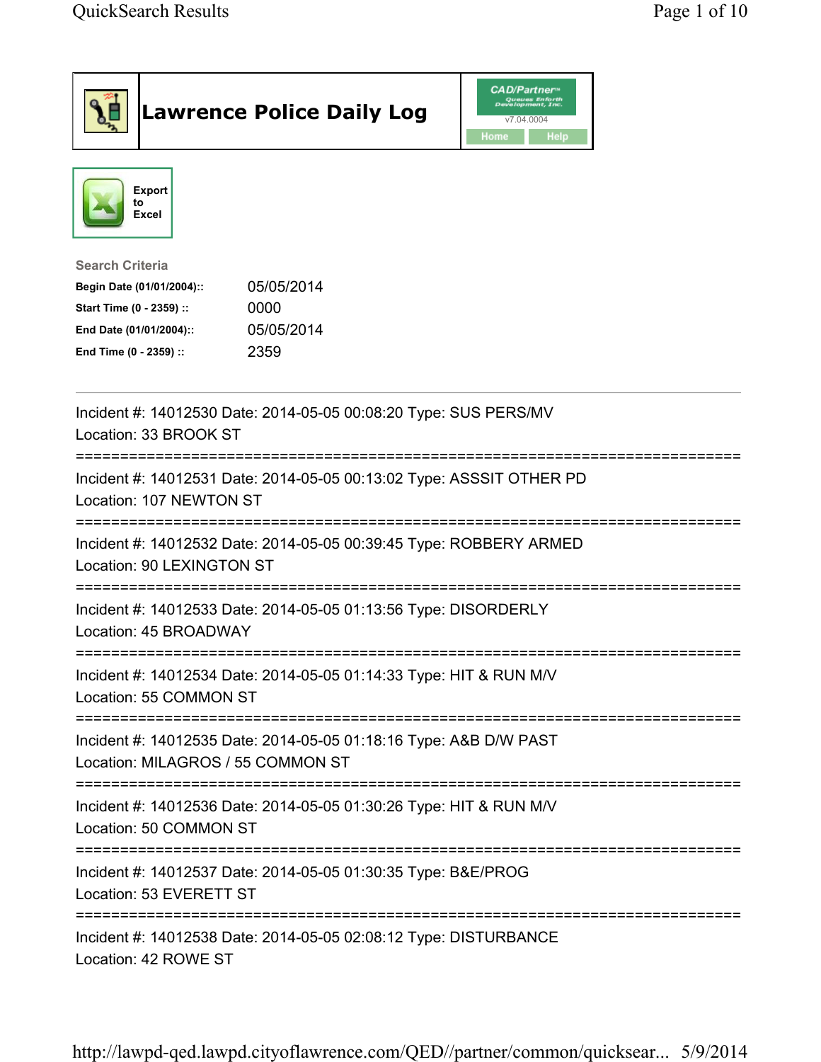# Lawrence Police Daily Log

CAD/Partner™ Queues Enforth Development, Inc.
v7.04.0004
Home | Help

Export to Excel

**Search Criteria**

| | |
|---|---|
| **Begin Date (01/01/2004)::** | 05/05/2014 |
| **Start Time (0 - 2359) ::** | 0000 |
| **End Date (01/01/2004)::** | 05/05/2014 |
| **End Time (0 - 2359) ::** | 2359 |

---

Incident #: 14012530 Date: 2014-05-05 00:08:20 Type: SUS PERS/MV
Location: 33 BROOK ST

===========================================================================

Incident #: 14012531 Date: 2014-05-05 00:13:02 Type: ASSSIT OTHER PD
Location: 107 NEWTON ST

===========================================================================

Incident #: 14012532 Date: 2014-05-05 00:39:45 Type: ROBBERY ARMED
Location: 90 LEXINGTON ST

===========================================================================

Incident #: 14012533 Date: 2014-05-05 01:13:56 Type: DISORDERLY
Location: 45 BROADWAY

===========================================================================

Incident #: 14012534 Date: 2014-05-05 01:14:33 Type: HIT & RUN M/V
Location: 55 COMMON ST

===========================================================================

Incident #: 14012535 Date: 2014-05-05 01:18:16 Type: A&B D/W PAST
Location: MILAGROS / 55 COMMON ST

===========================================================================

Incident #: 14012536 Date: 2014-05-05 01:30:26 Type: HIT & RUN M/V
Location: 50 COMMON ST

===========================================================================

Incident #: 14012537 Date: 2014-05-05 01:30:35 Type: B&E/PROG
Location: 53 EVERETT ST

===========================================================================

Incident #: 14012538 Date: 2014-05-05 02:08:12 Type: DISTURBANCE
Location: 42 ROWE ST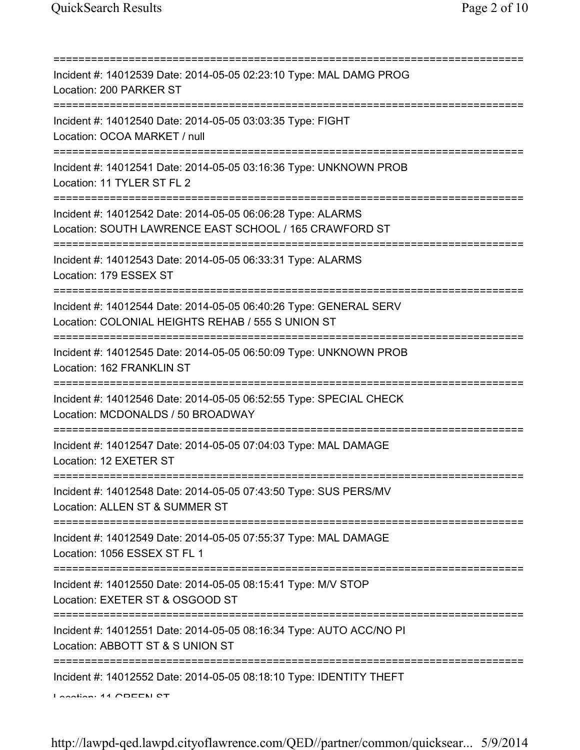===========================================================================
Incident #: 14012539 Date: 2014-05-05 02:23:10 Type: MAL DAMG PROG
Location: 200 PARKER ST
===========================================================================
Incident #: 14012540 Date: 2014-05-05 03:03:35 Type: FIGHT
Location: OCOA MARKET / null
===========================================================================
Incident #: 14012541 Date: 2014-05-05 03:16:36 Type: UNKNOWN PROB
Location: 11 TYLER ST FL 2
===========================================================================
Incident #: 14012542 Date: 2014-05-05 06:06:28 Type: ALARMS
Location: SOUTH LAWRENCE EAST SCHOOL / 165 CRAWFORD ST
===========================================================================
Incident #: 14012543 Date: 2014-05-05 06:33:31 Type: ALARMS
Location: 179 ESSEX ST
===========================================================================
Incident #: 14012544 Date: 2014-05-05 06:40:26 Type: GENERAL SERV
Location: COLONIAL HEIGHTS REHAB / 555 S UNION ST
===========================================================================
Incident #: 14012545 Date: 2014-05-05 06:50:09 Type: UNKNOWN PROB
Location: 162 FRANKLIN ST
===========================================================================
Incident #: 14012546 Date: 2014-05-05 06:52:55 Type: SPECIAL CHECK
Location: MCDONALDS / 50 BROADWAY
===========================================================================
Incident #: 14012547 Date: 2014-05-05 07:04:03 Type: MAL DAMAGE
Location: 12 EXETER ST
===========================================================================
Incident #: 14012548 Date: 2014-05-05 07:43:50 Type: SUS PERS/MV
Location: ALLEN ST & SUMMER ST
===========================================================================
Incident #: 14012549 Date: 2014-05-05 07:55:37 Type: MAL DAMAGE
Location: 1056 ESSEX ST FL 1
===========================================================================
Incident #: 14012550 Date: 2014-05-05 08:15:41 Type: M/V STOP
Location: EXETER ST & OSGOOD ST
===========================================================================
Incident #: 14012551 Date: 2014-05-05 08:16:34 Type: AUTO ACC/NO PI
Location: ABBOTT ST & S UNION ST
===========================================================================
Incident #: 14012552 Date: 2014-05-05 08:18:10 Type: IDENTITY THEFT
Location: 11 GREEN ST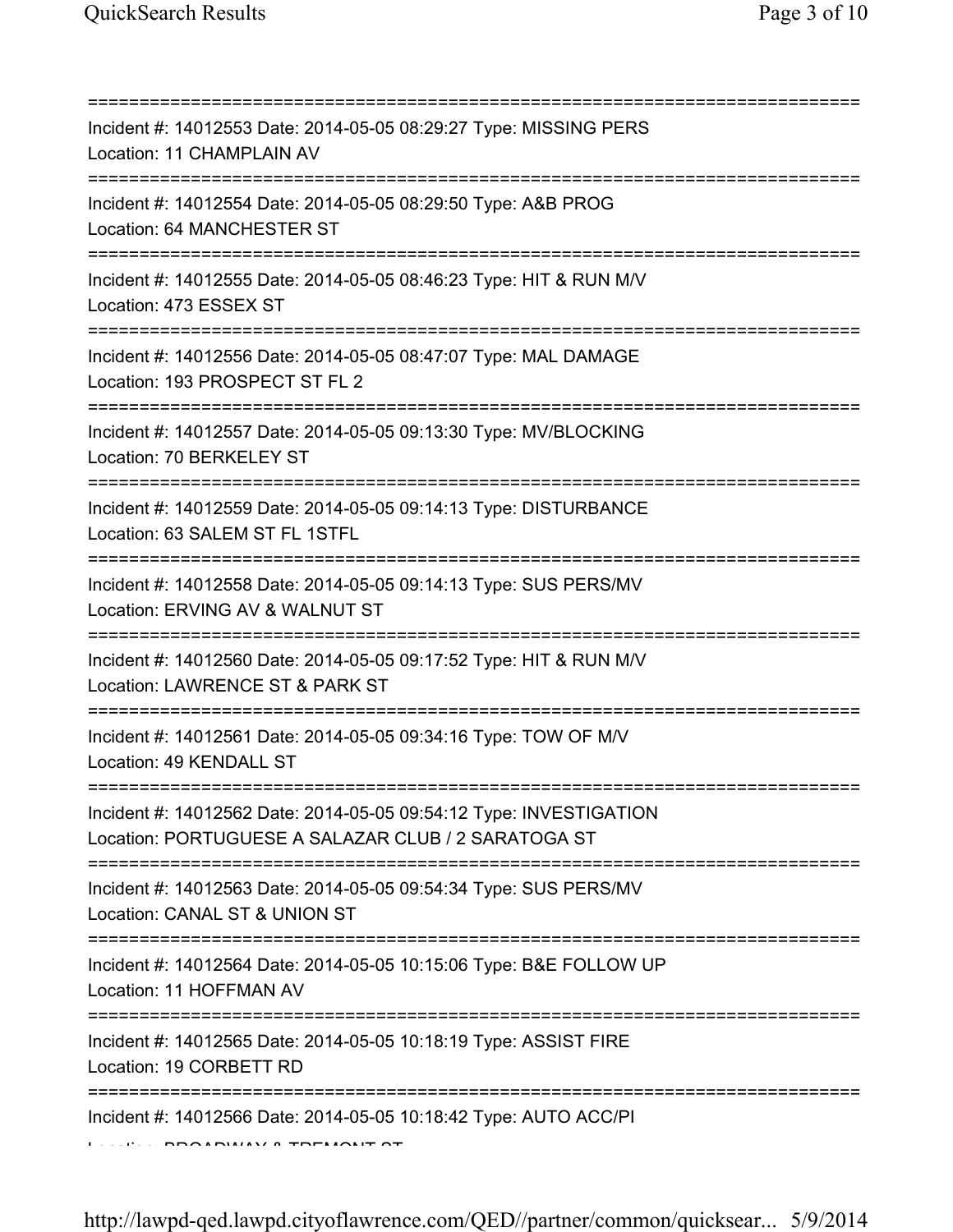===========================================================================

Incident #: 14012553 Date: 2014-05-05 08:29:27 Type: MISSING PERS
Location: 11 CHAMPLAIN AV

===========================================================================

Incident #: 14012554 Date: 2014-05-05 08:29:50 Type: A&B PROG
Location: 64 MANCHESTER ST

===========================================================================

Incident #: 14012555 Date: 2014-05-05 08:46:23 Type: HIT & RUN M/V
Location: 473 ESSEX ST

===========================================================================

Incident #: 14012556 Date: 2014-05-05 08:47:07 Type: MAL DAMAGE
Location: 193 PROSPECT ST FL 2

===========================================================================

Incident #: 14012557 Date: 2014-05-05 09:13:30 Type: MV/BLOCKING
Location: 70 BERKELEY ST

===========================================================================

Incident #: 14012559 Date: 2014-05-05 09:14:13 Type: DISTURBANCE
Location: 63 SALEM ST FL 1STFL

===========================================================================

Incident #: 14012558 Date: 2014-05-05 09:14:13 Type: SUS PERS/MV
Location: ERVING AV & WALNUT ST

===========================================================================

Incident #: 14012560 Date: 2014-05-05 09:17:52 Type: HIT & RUN M/V
Location: LAWRENCE ST & PARK ST

===========================================================================

Incident #: 14012561 Date: 2014-05-05 09:34:16 Type: TOW OF M/V
Location: 49 KENDALL ST

===========================================================================

Incident #: 14012562 Date: 2014-05-05 09:54:12 Type: INVESTIGATION
Location: PORTUGUESE A SALAZAR CLUB / 2 SARATOGA ST

===========================================================================

Incident #: 14012563 Date: 2014-05-05 09:54:34 Type: SUS PERS/MV
Location: CANAL ST & UNION ST

===========================================================================

Incident #: 14012564 Date: 2014-05-05 10:15:06 Type: B&E FOLLOW UP
Location: 11 HOFFMAN AV

===========================================================================

Incident #: 14012565 Date: 2014-05-05 10:18:19 Type: ASSIST FIRE
Location: 19 CORBETT RD

===========================================================================

Incident #: 14012566 Date: 2014-05-05 10:18:42 Type: AUTO ACC/PI
Location: BROADWAY & TREMONT ST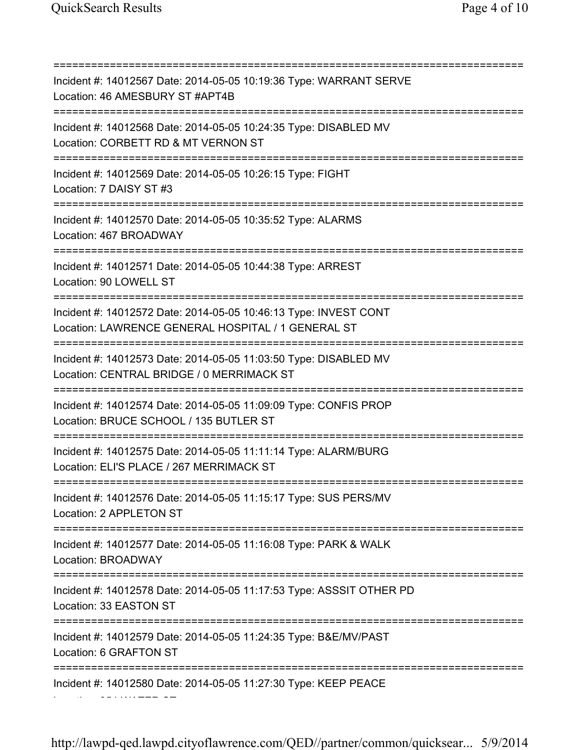==============================================================================
Incident #: 14012567 Date: 2014-05-05 10:19:36 Type: WARRANT SERVE
Location: 46 AMESBURY ST #APT4B
==============================================================================
Incident #: 14012568 Date: 2014-05-05 10:24:35 Type: DISABLED MV
Location: CORBETT RD & MT VERNON ST
==============================================================================
Incident #: 14012569 Date: 2014-05-05 10:26:15 Type: FIGHT
Location: 7 DAISY ST #3
==============================================================================
Incident #: 14012570 Date: 2014-05-05 10:35:52 Type: ALARMS
Location: 467 BROADWAY
==============================================================================
Incident #: 14012571 Date: 2014-05-05 10:44:38 Type: ARREST
Location: 90 LOWELL ST
==============================================================================
Incident #: 14012572 Date: 2014-05-05 10:46:13 Type: INVEST CONT
Location: LAWRENCE GENERAL HOSPITAL / 1 GENERAL ST
==============================================================================
Incident #: 14012573 Date: 2014-05-05 11:03:50 Type: DISABLED MV
Location: CENTRAL BRIDGE / 0 MERRIMACK ST
==============================================================================
Incident #: 14012574 Date: 2014-05-05 11:09:09 Type: CONFIS PROP
Location: BRUCE SCHOOL / 135 BUTLER ST
==============================================================================
Incident #: 14012575 Date: 2014-05-05 11:11:14 Type: ALARM/BURG
Location: ELI'S PLACE / 267 MERRIMACK ST
==============================================================================
Incident #: 14012576 Date: 2014-05-05 11:15:17 Type: SUS PERS/MV
Location: 2 APPLETON ST
==============================================================================
Incident #: 14012577 Date: 2014-05-05 11:16:08 Type: PARK & WALK
Location: BROADWAY
==============================================================================
Incident #: 14012578 Date: 2014-05-05 11:17:53 Type: ASSSIT OTHER PD
Location: 33 EASTON ST
==============================================================================
Incident #: 14012579 Date: 2014-05-05 11:24:35 Type: B&E/MV/PAST
Location: 6 GRAFTON ST
==============================================================================
Incident #: 14012580 Date: 2014-05-05 11:27:30 Type: KEEP PEACE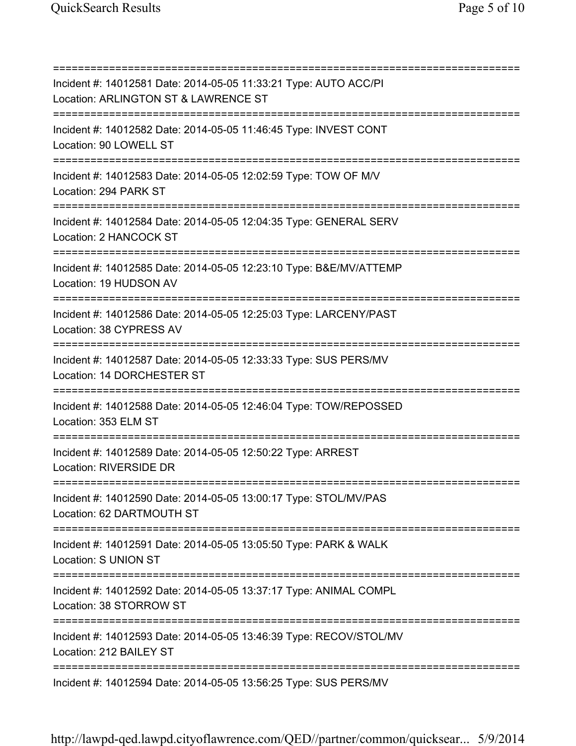===========================================================================
Incident #: 14012581 Date: 2014-05-05 11:33:21 Type: AUTO ACC/PI
Location: ARLINGTON ST & LAWRENCE ST
===========================================================================
Incident #: 14012582 Date: 2014-05-05 11:46:45 Type: INVEST CONT
Location: 90 LOWELL ST
===========================================================================
Incident #: 14012583 Date: 2014-05-05 12:02:59 Type: TOW OF M/V
Location: 294 PARK ST
===========================================================================
Incident #: 14012584 Date: 2014-05-05 12:04:35 Type: GENERAL SERV
Location: 2 HANCOCK ST
===========================================================================
Incident #: 14012585 Date: 2014-05-05 12:23:10 Type: B&E/MV/ATTEMP
Location: 19 HUDSON AV
===========================================================================
Incident #: 14012586 Date: 2014-05-05 12:25:03 Type: LARCENY/PAST
Location: 38 CYPRESS AV
===========================================================================
Incident #: 14012587 Date: 2014-05-05 12:33:33 Type: SUS PERS/MV
Location: 14 DORCHESTER ST
===========================================================================
Incident #: 14012588 Date: 2014-05-05 12:46:04 Type: TOW/REPOSSED
Location: 353 ELM ST
===========================================================================
Incident #: 14012589 Date: 2014-05-05 12:50:22 Type: ARREST
Location: RIVERSIDE DR
===========================================================================
Incident #: 14012590 Date: 2014-05-05 13:00:17 Type: STOL/MV/PAS
Location: 62 DARTMOUTH ST
===========================================================================
Incident #: 14012591 Date: 2014-05-05 13:05:50 Type: PARK & WALK
Location: S UNION ST
===========================================================================
Incident #: 14012592 Date: 2014-05-05 13:37:17 Type: ANIMAL COMPL
Location: 38 STORROW ST
===========================================================================
Incident #: 14012593 Date: 2014-05-05 13:46:39 Type: RECOV/STOL/MV
Location: 212 BAILEY ST
===========================================================================
Incident #: 14012594 Date: 2014-05-05 13:56:25 Type: SUS PERS/MV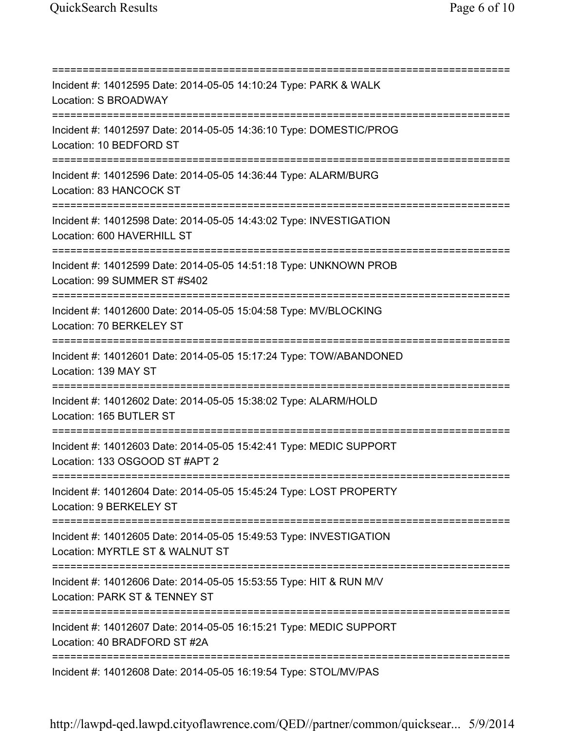===========================================================================

Incident #: 14012595 Date: 2014-05-05 14:10:24 Type: PARK & WALK
Location: S BROADWAY

===========================================================================

Incident #: 14012597 Date: 2014-05-05 14:36:10 Type: DOMESTIC/PROG
Location: 10 BEDFORD ST

===========================================================================

Incident #: 14012596 Date: 2014-05-05 14:36:44 Type: ALARM/BURG
Location: 83 HANCOCK ST

===========================================================================

Incident #: 14012598 Date: 2014-05-05 14:43:02 Type: INVESTIGATION
Location: 600 HAVERHILL ST

===========================================================================

Incident #: 14012599 Date: 2014-05-05 14:51:18 Type: UNKNOWN PROB
Location: 99 SUMMER ST #S402

===========================================================================

Incident #: 14012600 Date: 2014-05-05 15:04:58 Type: MV/BLOCKING
Location: 70 BERKELEY ST

===========================================================================

Incident #: 14012601 Date: 2014-05-05 15:17:24 Type: TOW/ABANDONED
Location: 139 MAY ST

===========================================================================

Incident #: 14012602 Date: 2014-05-05 15:38:02 Type: ALARM/HOLD
Location: 165 BUTLER ST

===========================================================================

Incident #: 14012603 Date: 2014-05-05 15:42:41 Type: MEDIC SUPPORT
Location: 133 OSGOOD ST #APT 2

===========================================================================

Incident #: 14012604 Date: 2014-05-05 15:45:24 Type: LOST PROPERTY
Location: 9 BERKELEY ST

===========================================================================

Incident #: 14012605 Date: 2014-05-05 15:49:53 Type: INVESTIGATION
Location: MYRTLE ST & WALNUT ST

===========================================================================

Incident #: 14012606 Date: 2014-05-05 15:53:55 Type: HIT & RUN M/V
Location: PARK ST & TENNEY ST

===========================================================================

Incident #: 14012607 Date: 2014-05-05 16:15:21 Type: MEDIC SUPPORT
Location: 40 BRADFORD ST #2A

===========================================================================

Incident #: 14012608 Date: 2014-05-05 16:19:54 Type: STOL/MV/PAS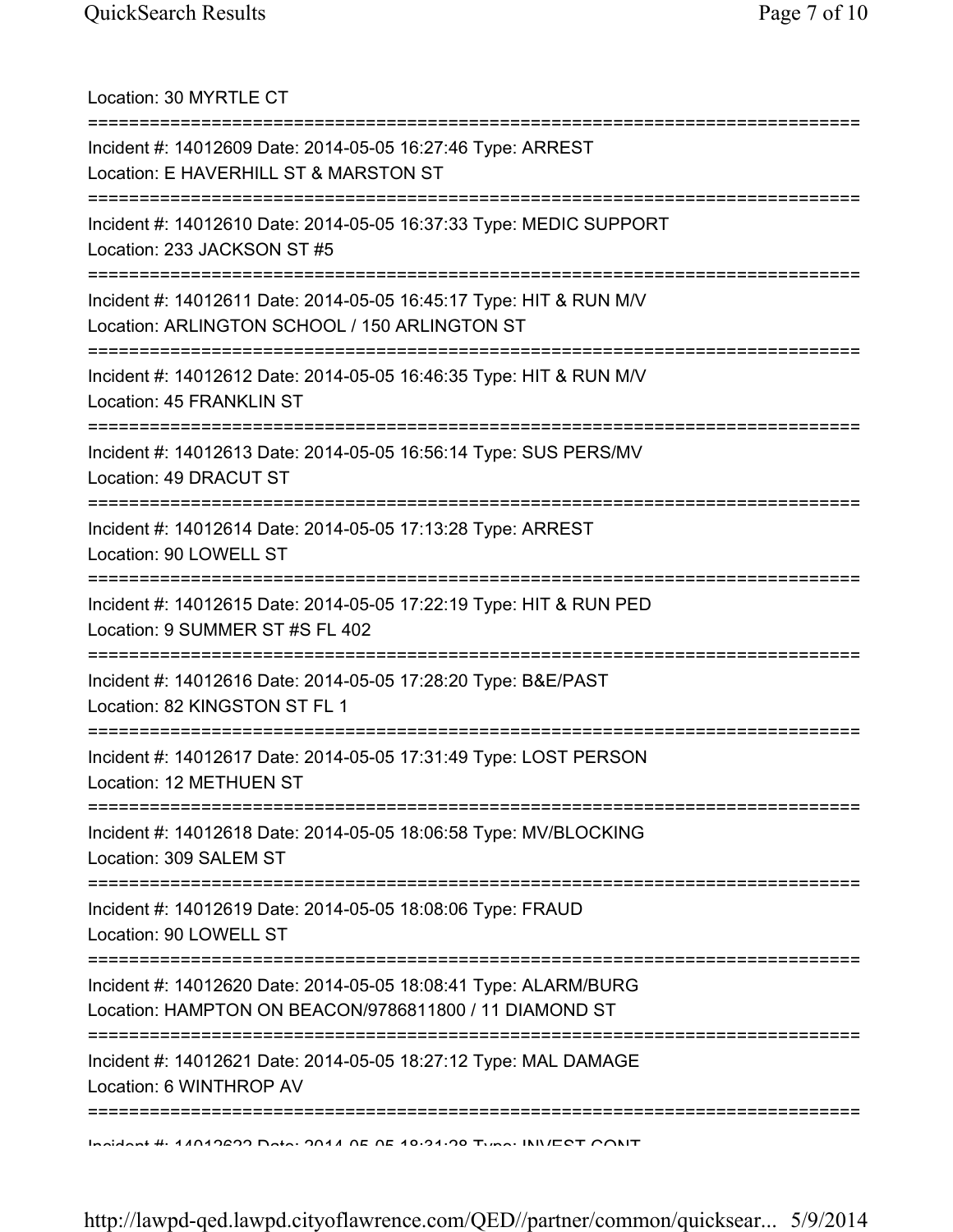Location: 30 MYRTLE CT

===========================================================================

Incident #: 14012609 Date: 2014-05-05 16:27:46 Type: ARREST

Location: E HAVERHILL ST & MARSTON ST

===========================================================================

Incident #: 14012610 Date: 2014-05-05 16:37:33 Type: MEDIC SUPPORT

Location: 233 JACKSON ST #5

===========================================================================

Incident #: 14012611 Date: 2014-05-05 16:45:17 Type: HIT & RUN M/V

Location: ARLINGTON SCHOOL / 150 ARLINGTON ST

===========================================================================

Incident #: 14012612 Date: 2014-05-05 16:46:35 Type: HIT & RUN M/V

Location: 45 FRANKLIN ST

===========================================================================

Incident #: 14012613 Date: 2014-05-05 16:56:14 Type: SUS PERS/MV

Location: 49 DRACUT ST

===========================================================================

Incident #: 14012614 Date: 2014-05-05 17:13:28 Type: ARREST

Location: 90 LOWELL ST

===========================================================================

Incident #: 14012615 Date: 2014-05-05 17:22:19 Type: HIT & RUN PED

Location: 9 SUMMER ST #S FL 402

===========================================================================

Incident #: 14012616 Date: 2014-05-05 17:28:20 Type: B&E/PAST

Location: 82 KINGSTON ST FL 1

===========================================================================

Incident #: 14012617 Date: 2014-05-05 17:31:49 Type: LOST PERSON

Location: 12 METHUEN ST

===========================================================================

Incident #: 14012618 Date: 2014-05-05 18:06:58 Type: MV/BLOCKING

Location: 309 SALEM ST

===========================================================================

Incident #: 14012619 Date: 2014-05-05 18:08:06 Type: FRAUD

Location: 90 LOWELL ST

===========================================================================

Incident #: 14012620 Date: 2014-05-05 18:08:41 Type: ALARM/BURG

Location: HAMPTON ON BEACON/9786811800 / 11 DIAMOND ST

===========================================================================

Incident #: 14012621 Date: 2014-05-05 18:27:12 Type: MAL DAMAGE

Location: 6 WINTHROP AV

===========================================================================

Incident #: 14012622 Date: 2014-05-05 18:31:28 Type: INVEST CONT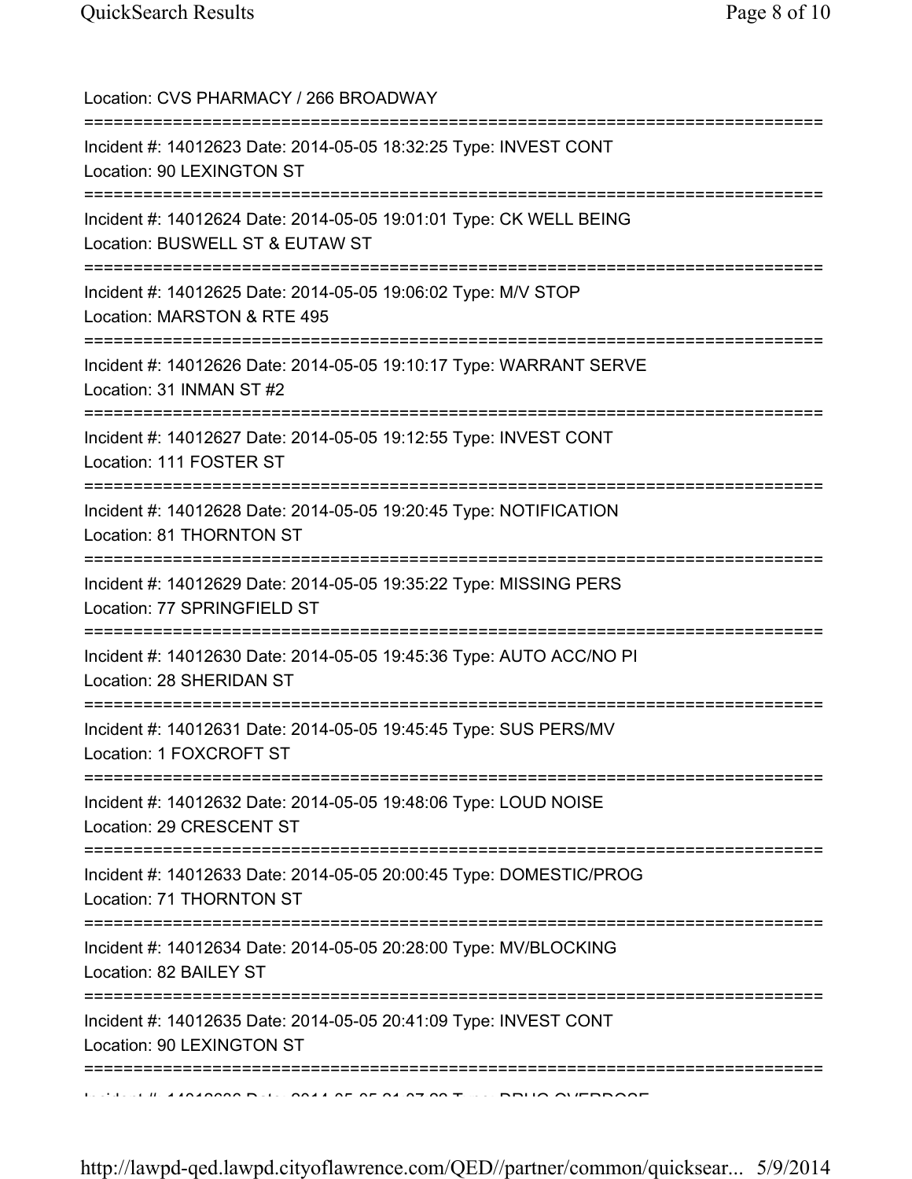Location: CVS PHARMACY / 266 BROADWAY

===========================================================================

Incident #: 14012623 Date: 2014-05-05 18:32:25 Type: INVEST CONT
Location: 90 LEXINGTON ST

===========================================================================

Incident #: 14012624 Date: 2014-05-05 19:01:01 Type: CK WELL BEING
Location: BUSWELL ST & EUTAW ST

===========================================================================

Incident #: 14012625 Date: 2014-05-05 19:06:02 Type: M/V STOP
Location: MARSTON & RTE 495

===========================================================================

Incident #: 14012626 Date: 2014-05-05 19:10:17 Type: WARRANT SERVE
Location: 31 INMAN ST #2

===========================================================================

Incident #: 14012627 Date: 2014-05-05 19:12:55 Type: INVEST CONT
Location: 111 FOSTER ST

===========================================================================

Incident #: 14012628 Date: 2014-05-05 19:20:45 Type: NOTIFICATION
Location: 81 THORNTON ST

===========================================================================

Incident #: 14012629 Date: 2014-05-05 19:35:22 Type: MISSING PERS
Location: 77 SPRINGFIELD ST

===========================================================================

Incident #: 14012630 Date: 2014-05-05 19:45:36 Type: AUTO ACC/NO PI
Location: 28 SHERIDAN ST

===========================================================================

Incident #: 14012631 Date: 2014-05-05 19:45:45 Type: SUS PERS/MV
Location: 1 FOXCROFT ST

===========================================================================

Incident #: 14012632 Date: 2014-05-05 19:48:06 Type: LOUD NOISE
Location: 29 CRESCENT ST

===========================================================================

Incident #: 14012633 Date: 2014-05-05 20:00:45 Type: DOMESTIC/PROG
Location: 71 THORNTON ST

===========================================================================

Incident #: 14012634 Date: 2014-05-05 20:28:00 Type: MV/BLOCKING
Location: 82 BAILEY ST

===========================================================================

Incident #: 14012635 Date: 2014-05-05 20:41:09 Type: INVEST CONT
Location: 90 LEXINGTON ST

===========================================================================

Incident #: 14012636 Date: 2014-05-05 21:07:22 Type: DRUG OVERDOSE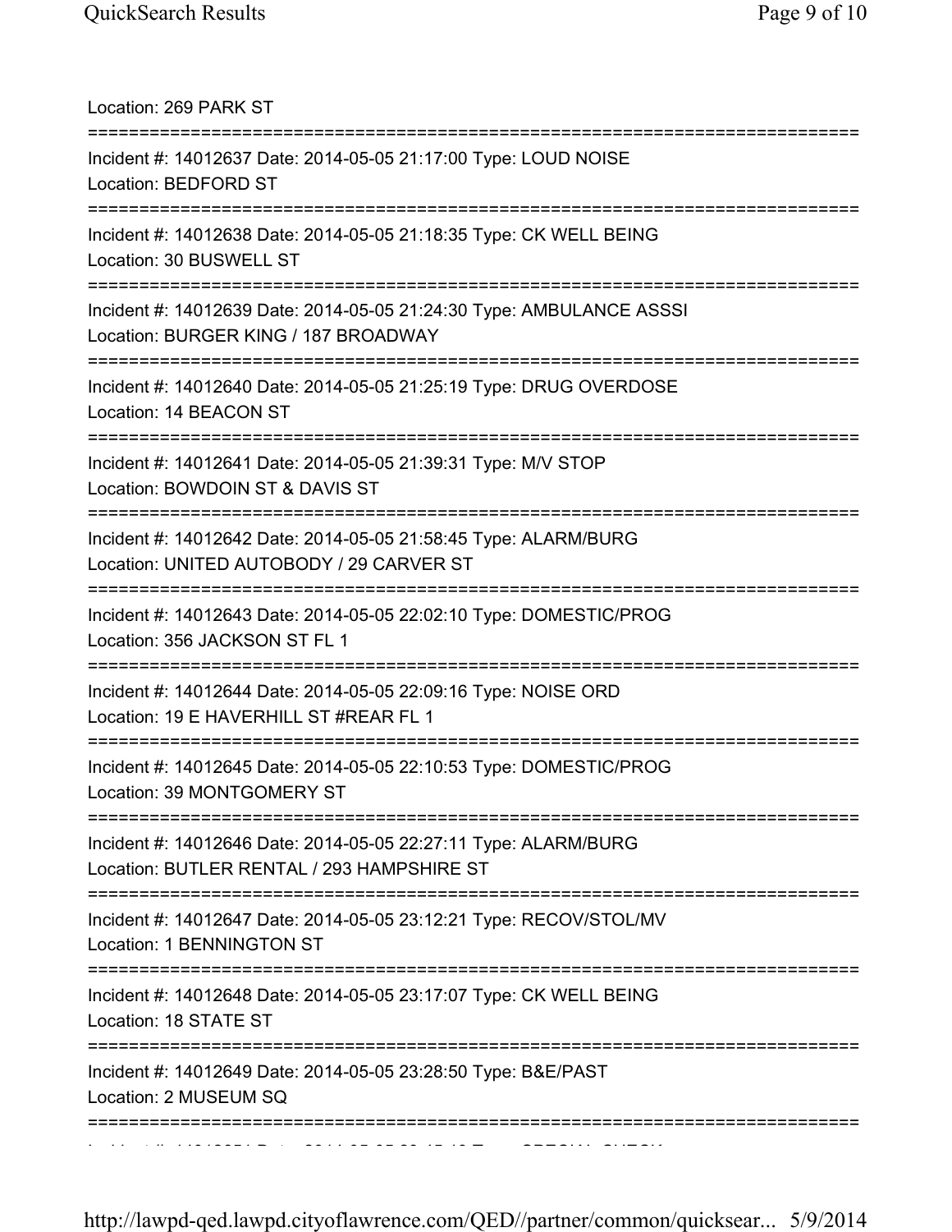Location: 269 PARK ST

===========================================================================

Incident #: 14012637 Date: 2014-05-05 21:17:00 Type: LOUD NOISE
Location: BEDFORD ST

===========================================================================

Incident #: 14012638 Date: 2014-05-05 21:18:35 Type: CK WELL BEING
Location: 30 BUSWELL ST

===========================================================================

Incident #: 14012639 Date: 2014-05-05 21:24:30 Type: AMBULANCE ASSSI
Location: BURGER KING / 187 BROADWAY

===========================================================================

Incident #: 14012640 Date: 2014-05-05 21:25:19 Type: DRUG OVERDOSE
Location: 14 BEACON ST

===========================================================================

Incident #: 14012641 Date: 2014-05-05 21:39:31 Type: M/V STOP
Location: BOWDOIN ST & DAVIS ST

===========================================================================

Incident #: 14012642 Date: 2014-05-05 21:58:45 Type: ALARM/BURG
Location: UNITED AUTOBODY / 29 CARVER ST

===========================================================================

Incident #: 14012643 Date: 2014-05-05 22:02:10 Type: DOMESTIC/PROG
Location: 356 JACKSON ST FL 1

===========================================================================

Incident #: 14012644 Date: 2014-05-05 22:09:16 Type: NOISE ORD
Location: 19 E HAVERHILL ST #REAR FL 1

===========================================================================

Incident #: 14012645 Date: 2014-05-05 22:10:53 Type: DOMESTIC/PROG
Location: 39 MONTGOMERY ST

===========================================================================

Incident #: 14012646 Date: 2014-05-05 22:27:11 Type: ALARM/BURG
Location: BUTLER RENTAL / 293 HAMPSHIRE ST

===========================================================================

Incident #: 14012647 Date: 2014-05-05 23:12:21 Type: RECOV/STOL/MV
Location: 1 BENNINGTON ST

===========================================================================

Incident #: 14012648 Date: 2014-05-05 23:17:07 Type: CK WELL BEING
Location: 18 STATE ST

===========================================================================

Incident #: 14012649 Date: 2014-05-05 23:28:50 Type: B&E/PAST
Location: 2 MUSEUM SQ

===========================================================================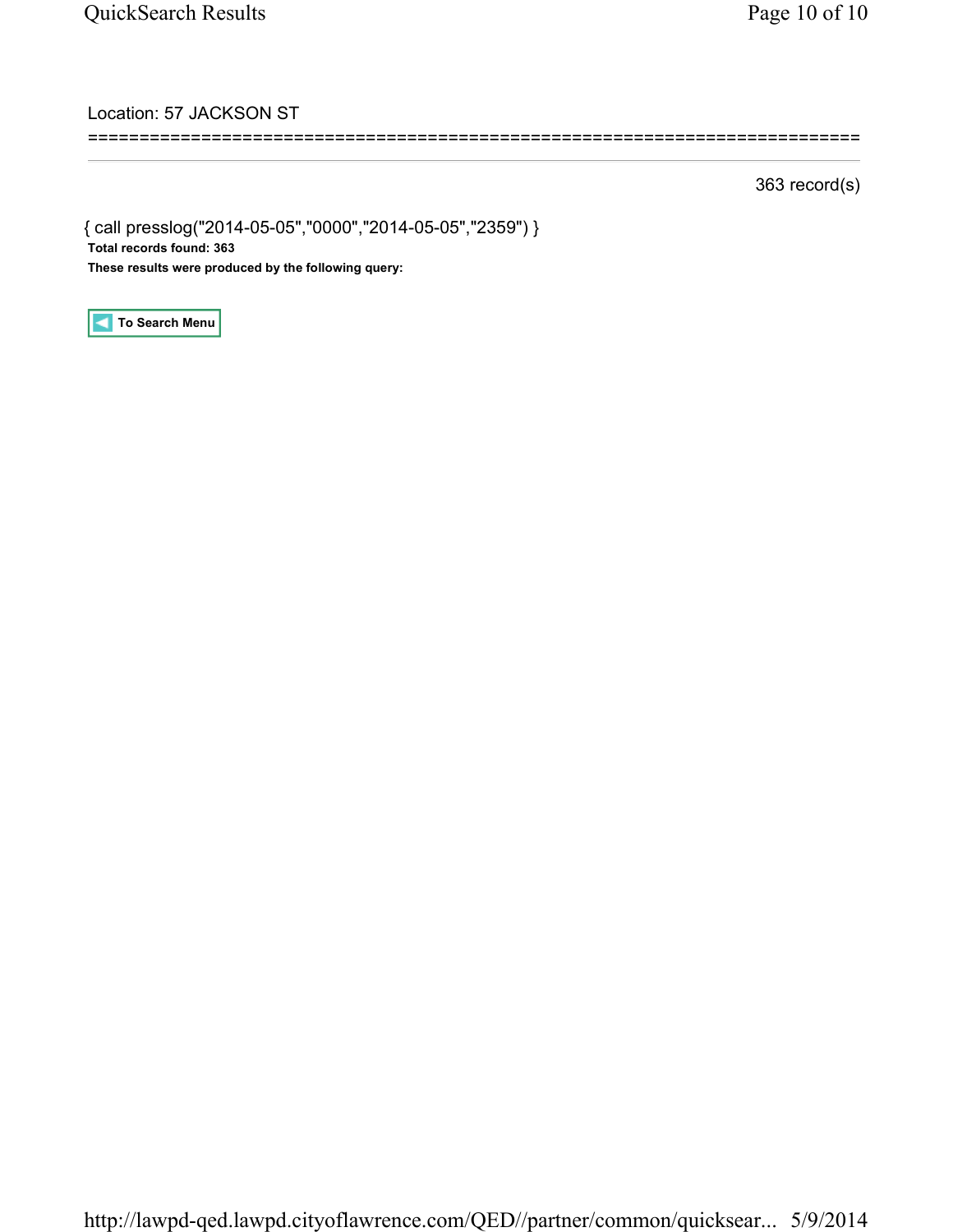Location: 57 JACKSON ST

===========================================================================

363 record(s)

```
{ call presslog("2014-05-05","0000","2014-05-05","2359") }
```

**Total records found: 363**

**These results were produced by the following query:**

**To Search Menu**